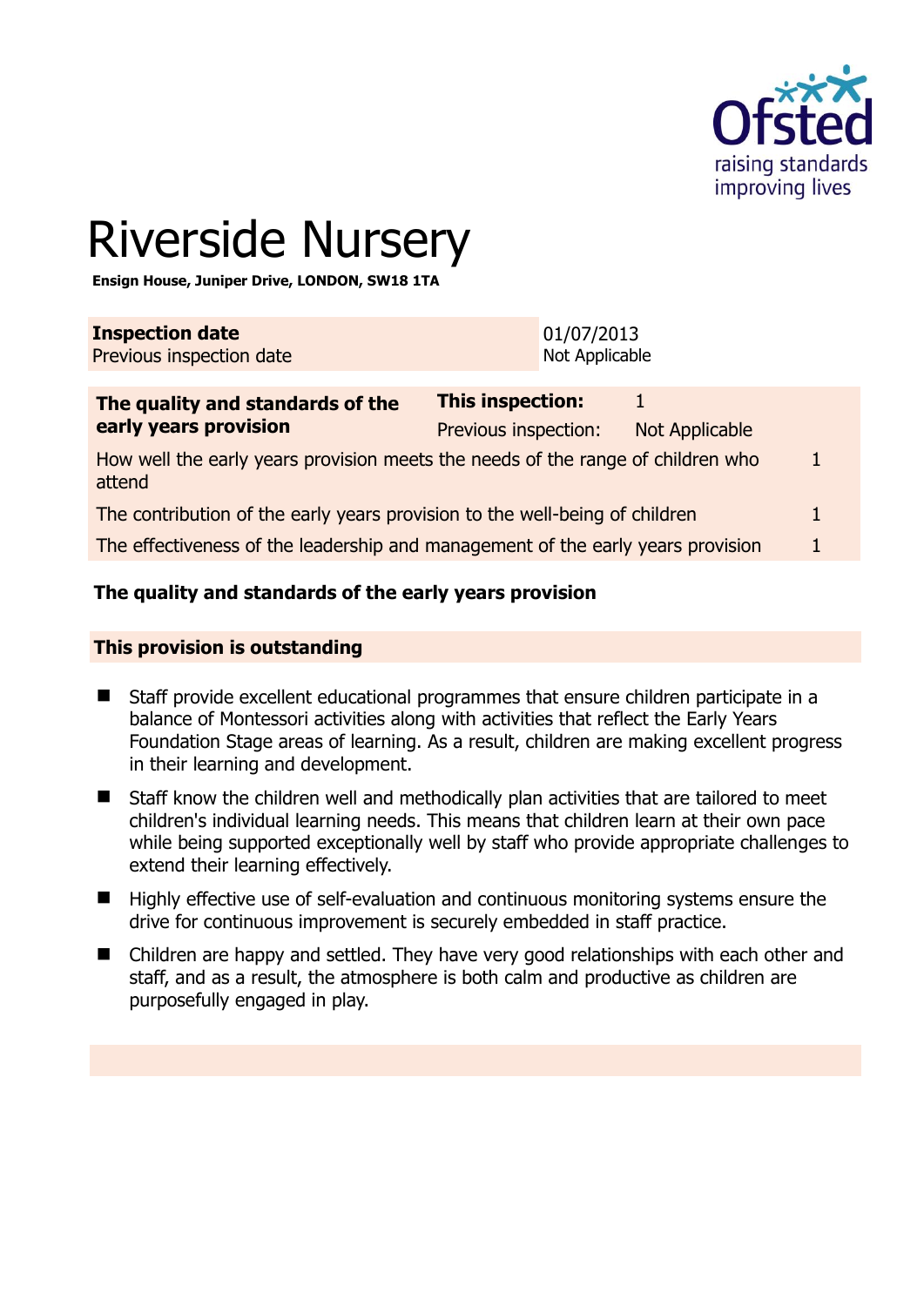# Riverside Nursery

**Ensign House, Juniper Drive, LONDON, SW18 1TA**

| **Inspection date** | 01/07/2013 |
|---|---|
| Previous inspection date | Not Applicable |

| **The quality and standards of the early years provision** | **This inspection:** | 1 |
|---|---|---|
| | Previous inspection: | Not Applicable |
| How well the early years provision meets the needs of the range of children who attend | | 1 |
| The contribution of the early years provision to the well-being of children | | 1 |
| The effectiveness of the leadership and management of the early years provision | | 1 |

## The quality and standards of the early years provision

### This provision is outstanding

- Staff provide excellent educational programmes that ensure children participate in a balance of Montessori activities along with activities that reflect the Early Years Foundation Stage areas of learning. As a result, children are making excellent progress in their learning and development.
- Staff know the children well and methodically plan activities that are tailored to meet children's individual learning needs. This means that children learn at their own pace while being supported exceptionally well by staff who provide appropriate challenges to extend their learning effectively.
- Highly effective use of self-evaluation and continuous monitoring systems ensure the drive for continuous improvement is securely embedded in staff practice.
- Children are happy and settled. They have very good relationships with each other and staff, and as a result, the atmosphere is both calm and productive as children are purposefully engaged in play.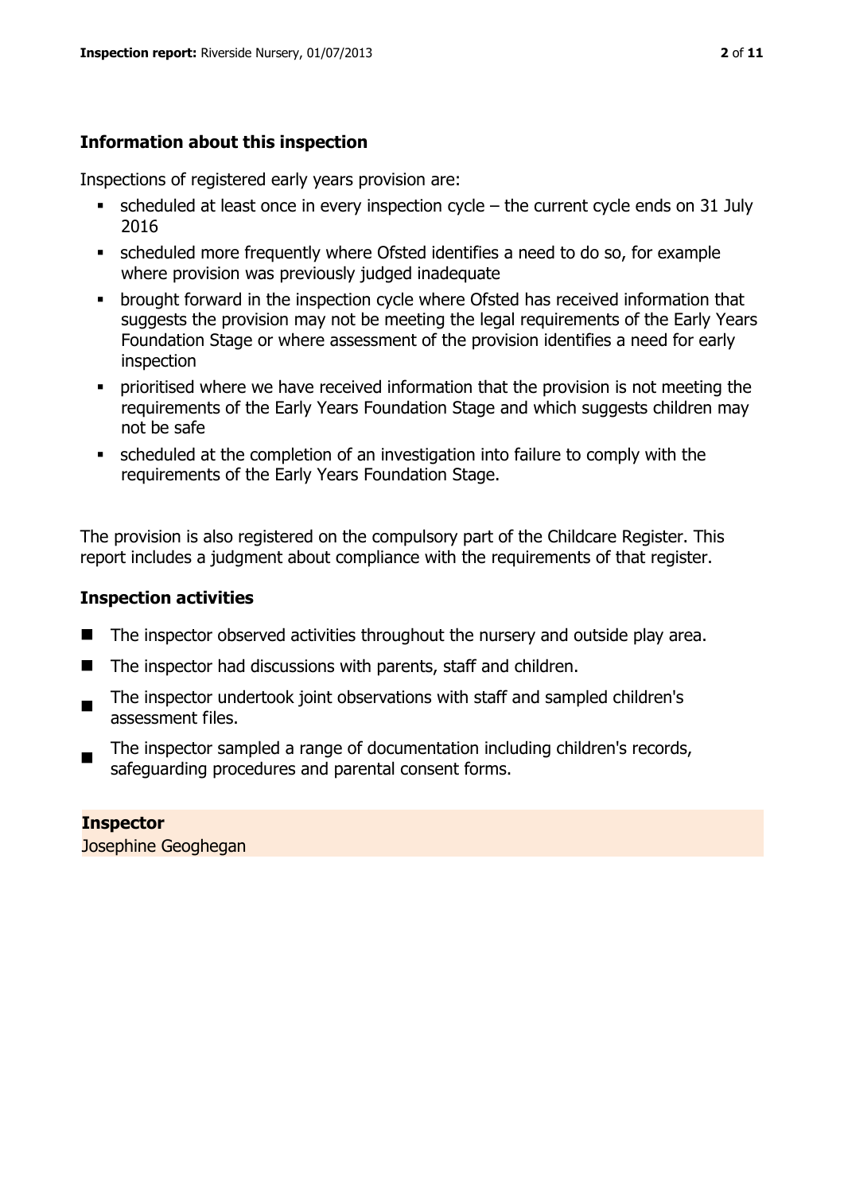## Information about this inspection

Inspections of registered early years provision are:

- scheduled at least once in every inspection cycle – the current cycle ends on 31 July 2016
- scheduled more frequently where Ofsted identifies a need to do so, for example where provision was previously judged inadequate
- brought forward in the inspection cycle where Ofsted has received information that suggests the provision may not be meeting the legal requirements of the Early Years Foundation Stage or where assessment of the provision identifies a need for early inspection
- prioritised where we have received information that the provision is not meeting the requirements of the Early Years Foundation Stage and which suggests children may not be safe
- scheduled at the completion of an investigation into failure to comply with the requirements of the Early Years Foundation Stage.

The provision is also registered on the compulsory part of the Childcare Register. This report includes a judgment about compliance with the requirements of that register.

## Inspection activities

- The inspector observed activities throughout the nursery and outside play area.
- The inspector had discussions with parents, staff and children.
- The inspector undertook joint observations with staff and sampled children's assessment files.
- The inspector sampled a range of documentation including children's records, safeguarding procedures and parental consent forms.

**Inspector**

Josephine Geoghegan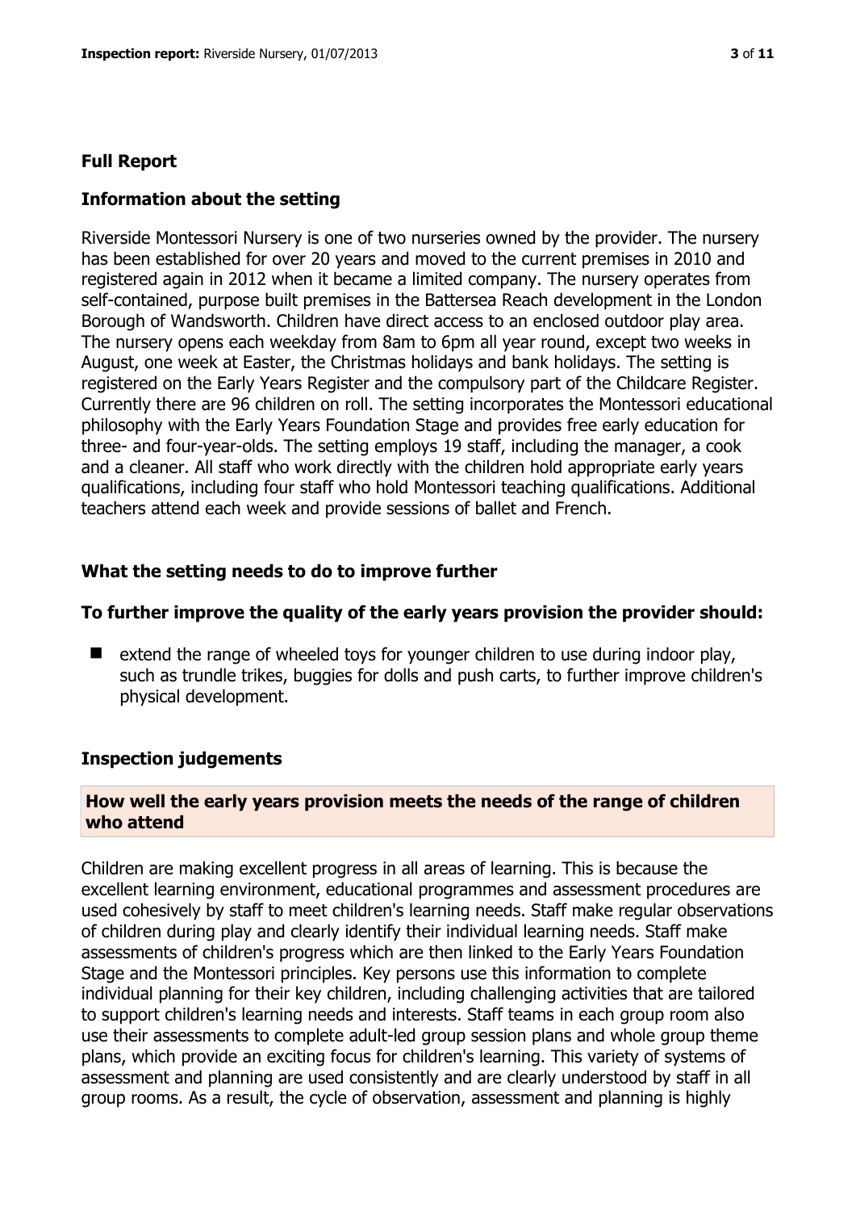## Full Report

### Information about the setting

Riverside Montessori Nursery is one of two nurseries owned by the provider. The nursery has been established for over 20 years and moved to the current premises in 2010 and registered again in 2012 when it became a limited company. The nursery operates from self-contained, purpose built premises in the Battersea Reach development in the London Borough of Wandsworth. Children have direct access to an enclosed outdoor play area. The nursery opens each weekday from 8am to 6pm all year round, except two weeks in August, one week at Easter, the Christmas holidays and bank holidays. The setting is registered on the Early Years Register and the compulsory part of the Childcare Register. Currently there are 96 children on roll. The setting incorporates the Montessori educational philosophy with the Early Years Foundation Stage and provides free early education for three- and four-year-olds. The setting employs 19 staff, including the manager, a cook and a cleaner. All staff who work directly with the children hold appropriate early years qualifications, including four staff who hold Montessori teaching qualifications. Additional teachers attend each week and provide sessions of ballet and French.

### What the setting needs to do to improve further

#### To further improve the quality of the early years provision the provider should:

- extend the range of wheeled toys for younger children to use during indoor play, such as trundle trikes, buggies for dolls and push carts, to further improve children's physical development.

### Inspection judgements

#### How well the early years provision meets the needs of the range of children who attend

Children are making excellent progress in all areas of learning. This is because the excellent learning environment, educational programmes and assessment procedures are used cohesively by staff to meet children's learning needs. Staff make regular observations of children during play and clearly identify their individual learning needs. Staff make assessments of children's progress which are then linked to the Early Years Foundation Stage and the Montessori principles. Key persons use this information to complete individual planning for their key children, including challenging activities that are tailored to support children's learning needs and interests. Staff teams in each group room also use their assessments to complete adult-led group session plans and whole group theme plans, which provide an exciting focus for children's learning. This variety of systems of assessment and planning are used consistently and are clearly understood by staff in all group rooms. As a result, the cycle of observation, assessment and planning is highly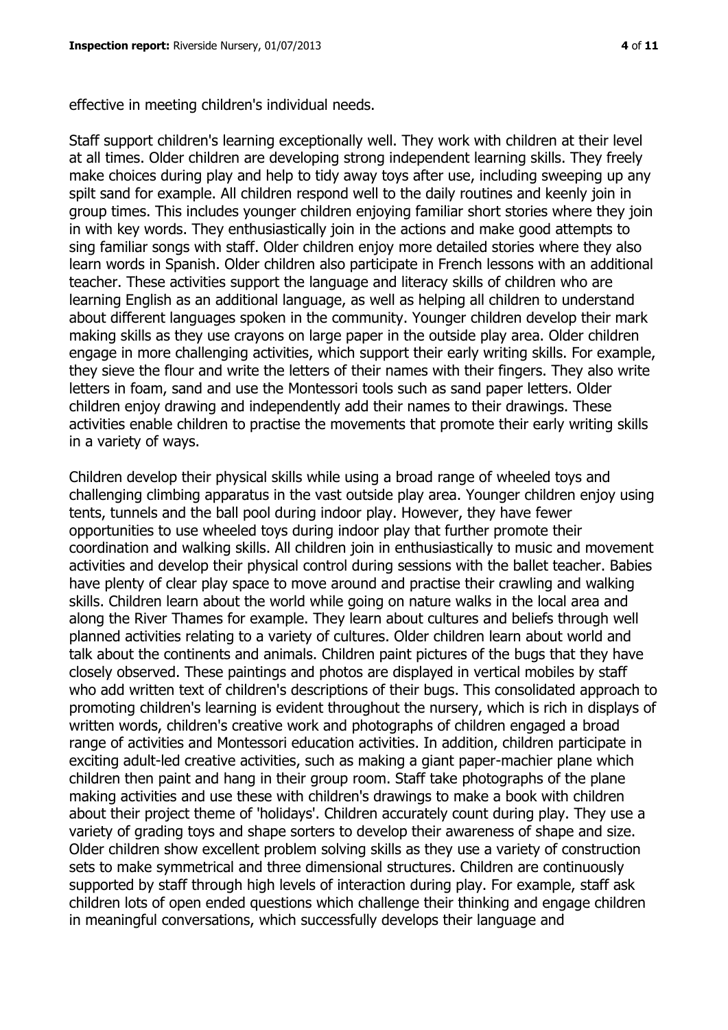effective in meeting children's individual needs.

Staff support children's learning exceptionally well. They work with children at their level at all times. Older children are developing strong independent learning skills. They freely make choices during play and help to tidy away toys after use, including sweeping up any spilt sand for example. All children respond well to the daily routines and keenly join in group times. This includes younger children enjoying familiar short stories where they join in with key words. They enthusiastically join in the actions and make good attempts to sing familiar songs with staff. Older children enjoy more detailed stories where they also learn words in Spanish. Older children also participate in French lessons with an additional teacher. These activities support the language and literacy skills of children who are learning English as an additional language, as well as helping all children to understand about different languages spoken in the community. Younger children develop their mark making skills as they use crayons on large paper in the outside play area. Older children engage in more challenging activities, which support their early writing skills. For example, they sieve the flour and write the letters of their names with their fingers. They also write letters in foam, sand and use the Montessori tools such as sand paper letters. Older children enjoy drawing and independently add their names to their drawings. These activities enable children to practise the movements that promote their early writing skills in a variety of ways.

Children develop their physical skills while using a broad range of wheeled toys and challenging climbing apparatus in the vast outside play area. Younger children enjoy using tents, tunnels and the ball pool during indoor play. However, they have fewer opportunities to use wheeled toys during indoor play that further promote their coordination and walking skills. All children join in enthusiastically to music and movement activities and develop their physical control during sessions with the ballet teacher. Babies have plenty of clear play space to move around and practise their crawling and walking skills. Children learn about the world while going on nature walks in the local area and along the River Thames for example. They learn about cultures and beliefs through well planned activities relating to a variety of cultures. Older children learn about world and talk about the continents and animals. Children paint pictures of the bugs that they have closely observed. These paintings and photos are displayed in vertical mobiles by staff who add written text of children's descriptions of their bugs. This consolidated approach to promoting children's learning is evident throughout the nursery, which is rich in displays of written words, children's creative work and photographs of children engaged a broad range of activities and Montessori education activities. In addition, children participate in exciting adult-led creative activities, such as making a giant paper-machier plane which children then paint and hang in their group room. Staff take photographs of the plane making activities and use these with children's drawings to make a book with children about their project theme of 'holidays'. Children accurately count during play. They use a variety of grading toys and shape sorters to develop their awareness of shape and size. Older children show excellent problem solving skills as they use a variety of construction sets to make symmetrical and three dimensional structures. Children are continuously supported by staff through high levels of interaction during play. For example, staff ask children lots of open ended questions which challenge their thinking and engage children in meaningful conversations, which successfully develops their language and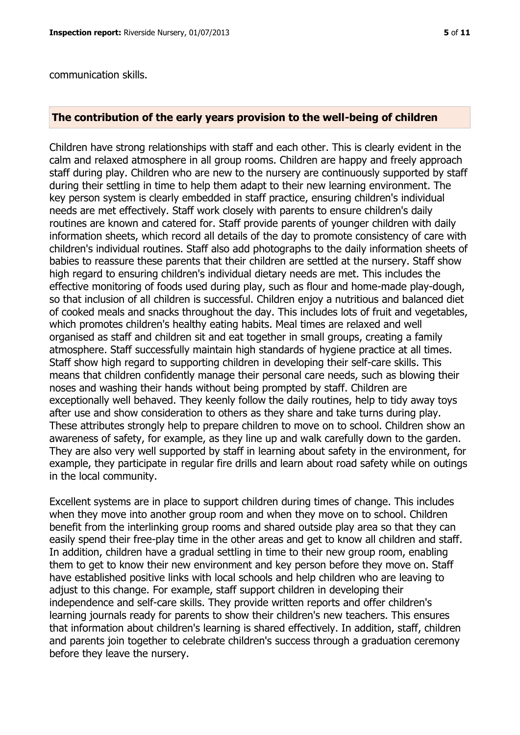communication skills.

## The contribution of the early years provision to the well-being of children

Children have strong relationships with staff and each other. This is clearly evident in the calm and relaxed atmosphere in all group rooms. Children are happy and freely approach staff during play. Children who are new to the nursery are continuously supported by staff during their settling in time to help them adapt to their new learning environment. The key person system is clearly embedded in staff practice, ensuring children's individual needs are met effectively. Staff work closely with parents to ensure children's daily routines are known and catered for. Staff provide parents of younger children with daily information sheets, which record all details of the day to promote consistency of care with children's individual routines. Staff also add photographs to the daily information sheets of babies to reassure these parents that their children are settled at the nursery. Staff show high regard to ensuring children's individual dietary needs are met. This includes the effective monitoring of foods used during play, such as flour and home-made play-dough, so that inclusion of all children is successful. Children enjoy a nutritious and balanced diet of cooked meals and snacks throughout the day. This includes lots of fruit and vegetables, which promotes children's healthy eating habits. Meal times are relaxed and well organised as staff and children sit and eat together in small groups, creating a family atmosphere. Staff successfully maintain high standards of hygiene practice at all times. Staff show high regard to supporting children in developing their self-care skills. This means that children confidently manage their personal care needs, such as blowing their noses and washing their hands without being prompted by staff. Children are exceptionally well behaved. They keenly follow the daily routines, help to tidy away toys after use and show consideration to others as they share and take turns during play. These attributes strongly help to prepare children to move on to school. Children show an awareness of safety, for example, as they line up and walk carefully down to the garden. They are also very well supported by staff in learning about safety in the environment, for example, they participate in regular fire drills and learn about road safety while on outings in the local community.

Excellent systems are in place to support children during times of change. This includes when they move into another group room and when they move on to school. Children benefit from the interlinking group rooms and shared outside play area so that they can easily spend their free-play time in the other areas and get to know all children and staff. In addition, children have a gradual settling in time to their new group room, enabling them to get to know their new environment and key person before they move on. Staff have established positive links with local schools and help children who are leaving to adjust to this change. For example, staff support children in developing their independence and self-care skills. They provide written reports and offer children's learning journals ready for parents to show their children's new teachers. This ensures that information about children's learning is shared effectively. In addition, staff, children and parents join together to celebrate children's success through a graduation ceremony before they leave the nursery.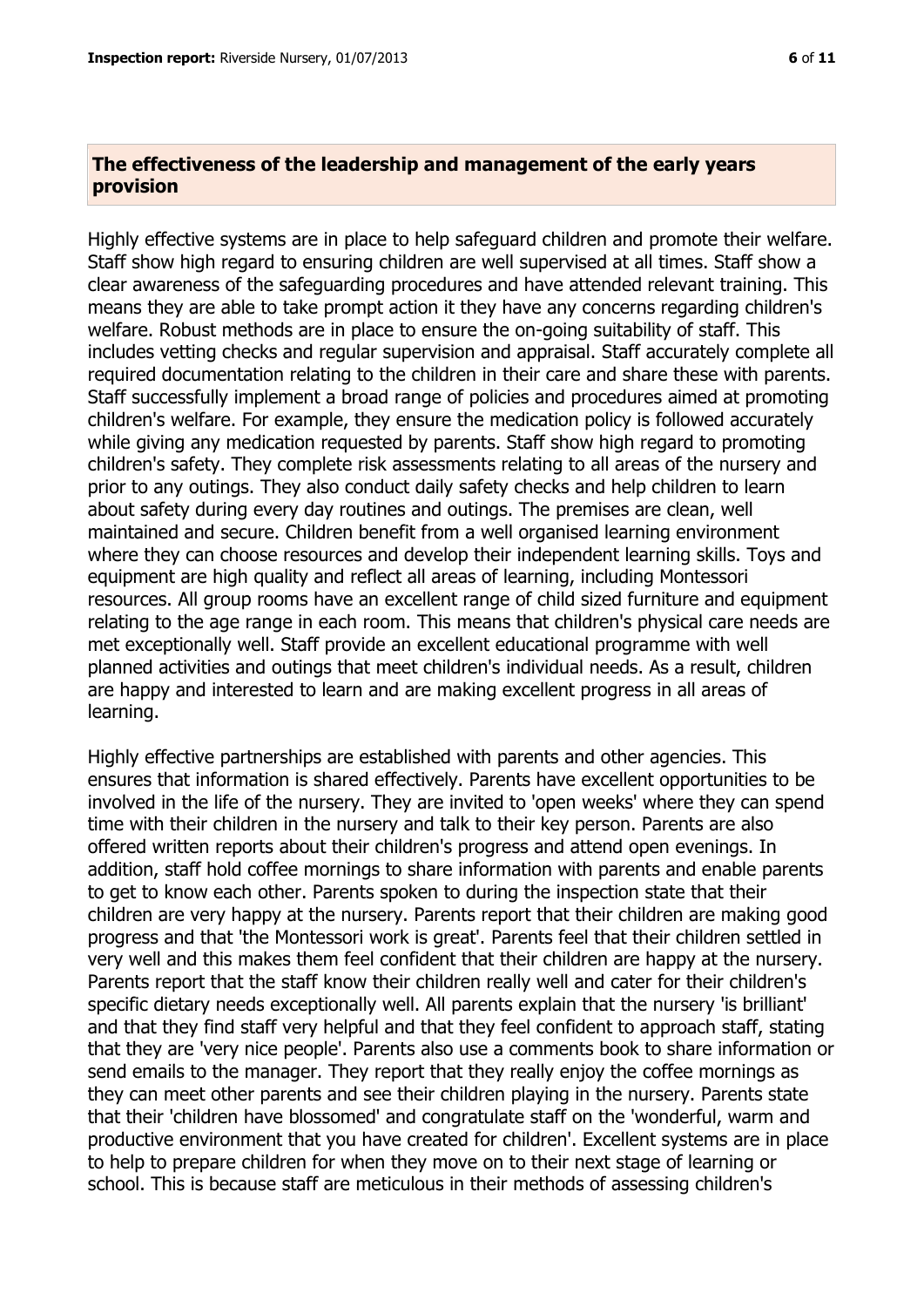## The effectiveness of the leadership and management of the early years provision

Highly effective systems are in place to help safeguard children and promote their welfare. Staff show high regard to ensuring children are well supervised at all times. Staff show a clear awareness of the safeguarding procedures and have attended relevant training. This means they are able to take prompt action it they have any concerns regarding children's welfare. Robust methods are in place to ensure the on-going suitability of staff. This includes vetting checks and regular supervision and appraisal. Staff accurately complete all required documentation relating to the children in their care and share these with parents. Staff successfully implement a broad range of policies and procedures aimed at promoting children's welfare. For example, they ensure the medication policy is followed accurately while giving any medication requested by parents. Staff show high regard to promoting children's safety. They complete risk assessments relating to all areas of the nursery and prior to any outings. They also conduct daily safety checks and help children to learn about safety during every day routines and outings. The premises are clean, well maintained and secure. Children benefit from a well organised learning environment where they can choose resources and develop their independent learning skills. Toys and equipment are high quality and reflect all areas of learning, including Montessori resources. All group rooms have an excellent range of child sized furniture and equipment relating to the age range in each room. This means that children's physical care needs are met exceptionally well. Staff provide an excellent educational programme with well planned activities and outings that meet children's individual needs. As a result, children are happy and interested to learn and are making excellent progress in all areas of learning.

Highly effective partnerships are established with parents and other agencies. This ensures that information is shared effectively. Parents have excellent opportunities to be involved in the life of the nursery. They are invited to 'open weeks' where they can spend time with their children in the nursery and talk to their key person. Parents are also offered written reports about their children's progress and attend open evenings. In addition, staff hold coffee mornings to share information with parents and enable parents to get to know each other. Parents spoken to during the inspection state that their children are very happy at the nursery. Parents report that their children are making good progress and that 'the Montessori work is great'. Parents feel that their children settled in very well and this makes them feel confident that their children are happy at the nursery. Parents report that the staff know their children really well and cater for their children's specific dietary needs exceptionally well. All parents explain that the nursery 'is brilliant' and that they find staff very helpful and that they feel confident to approach staff, stating that they are 'very nice people'. Parents also use a comments book to share information or send emails to the manager. They report that they really enjoy the coffee mornings as they can meet other parents and see their children playing in the nursery. Parents state that their 'children have blossomed' and congratulate staff on the 'wonderful, warm and productive environment that you have created for children'. Excellent systems are in place to help to prepare children for when they move on to their next stage of learning or school. This is because staff are meticulous in their methods of assessing children's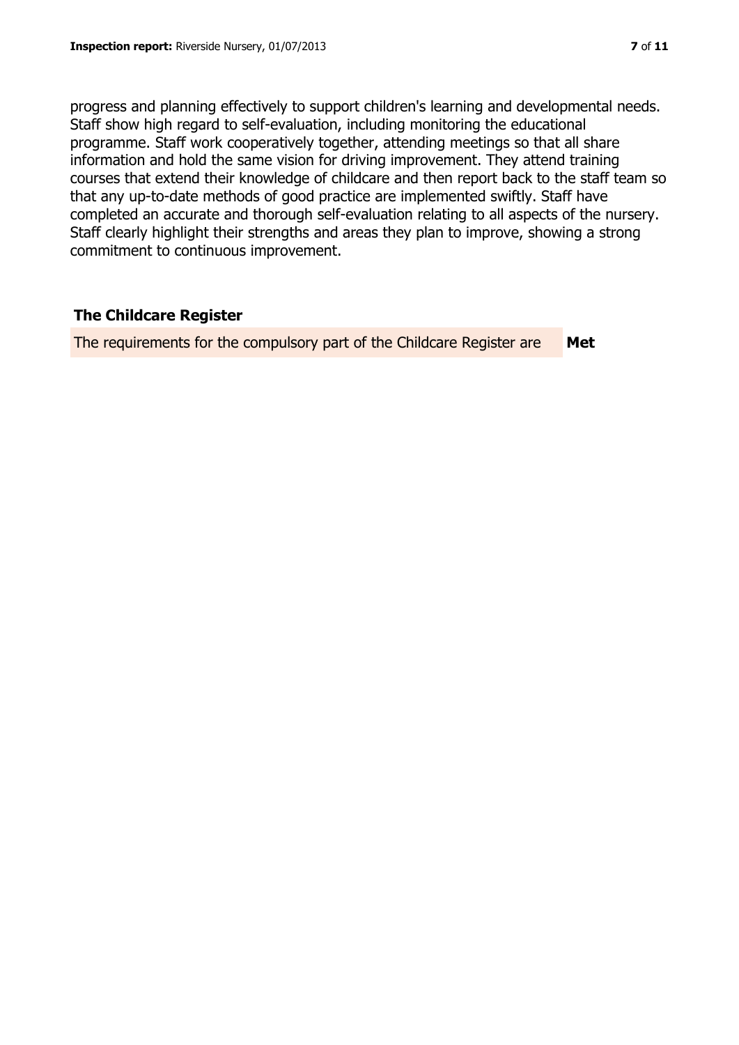progress and planning effectively to support children's learning and developmental needs. Staff show high regard to self-evaluation, including monitoring the educational programme. Staff work cooperatively together, attending meetings so that all share information and hold the same vision for driving improvement. They attend training courses that extend their knowledge of childcare and then report back to the staff team so that any up-to-date methods of good practice are implemented swiftly. Staff have completed an accurate and thorough self-evaluation relating to all aspects of the nursery. Staff clearly highlight their strengths and areas they plan to improve, showing a strong commitment to continuous improvement.

## The Childcare Register

| The requirements for the compulsory part of the Childcare Register are | **Met** |
|---|---|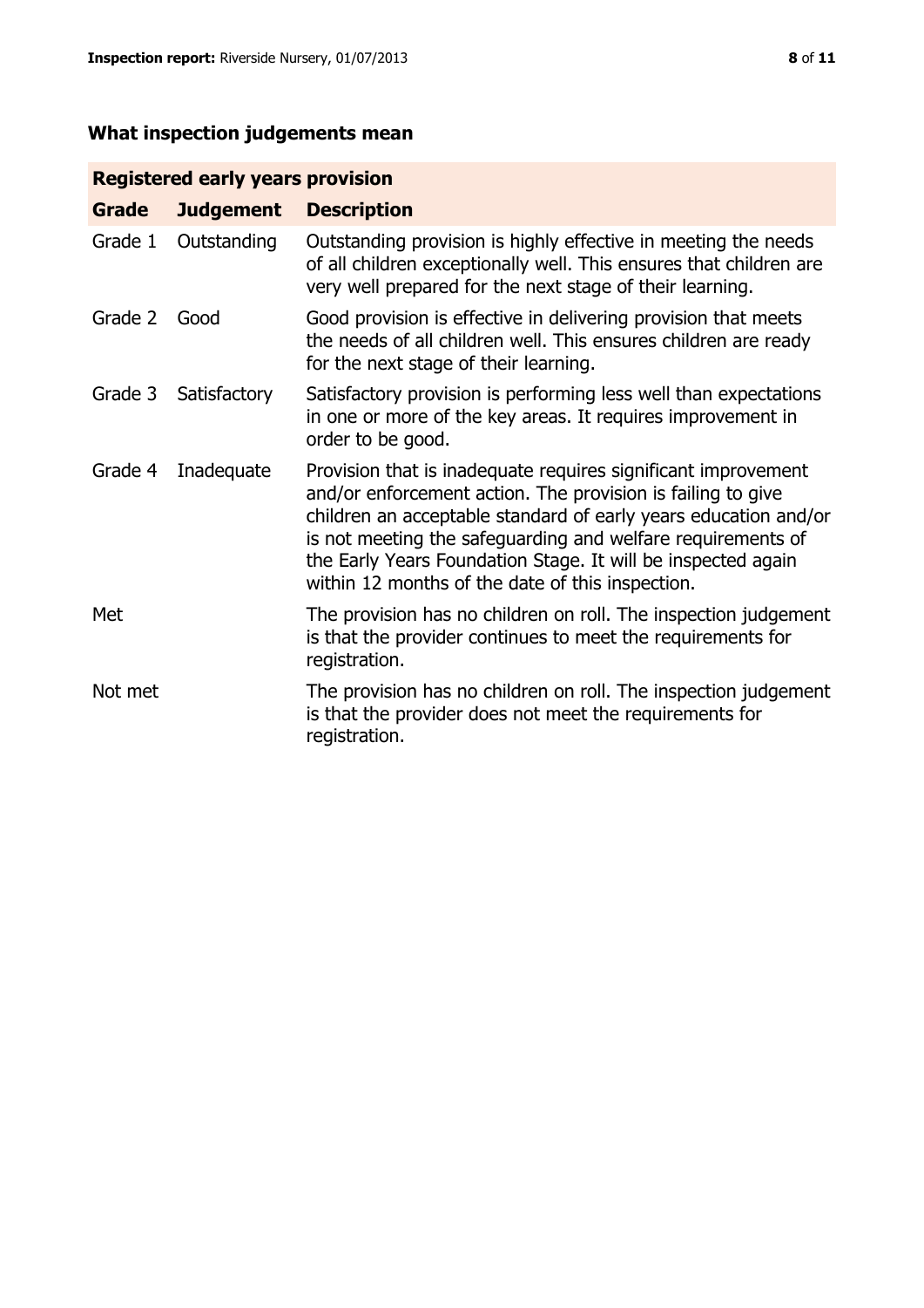## What inspection judgements mean

| Registered early years provision | | |
|---|---|---|
| **Grade** | **Judgement** | **Description** |
| Grade 1 | Outstanding | Outstanding provision is highly effective in meeting the needs of all children exceptionally well. This ensures that children are very well prepared for the next stage of their learning. |
| Grade 2 | Good | Good provision is effective in delivering provision that meets the needs of all children well. This ensures children are ready for the next stage of their learning. |
| Grade 3 | Satisfactory | Satisfactory provision is performing less well than expectations in one or more of the key areas. It requires improvement in order to be good. |
| Grade 4 | Inadequate | Provision that is inadequate requires significant improvement and/or enforcement action. The provision is failing to give children an acceptable standard of early years education and/or is not meeting the safeguarding and welfare requirements of the Early Years Foundation Stage. It will be inspected again within 12 months of the date of this inspection. |
| Met | | The provision has no children on roll. The inspection judgement is that the provider continues to meet the requirements for registration. |
| Not met | | The provision has no children on roll. The inspection judgement is that the provider does not meet the requirements for registration. |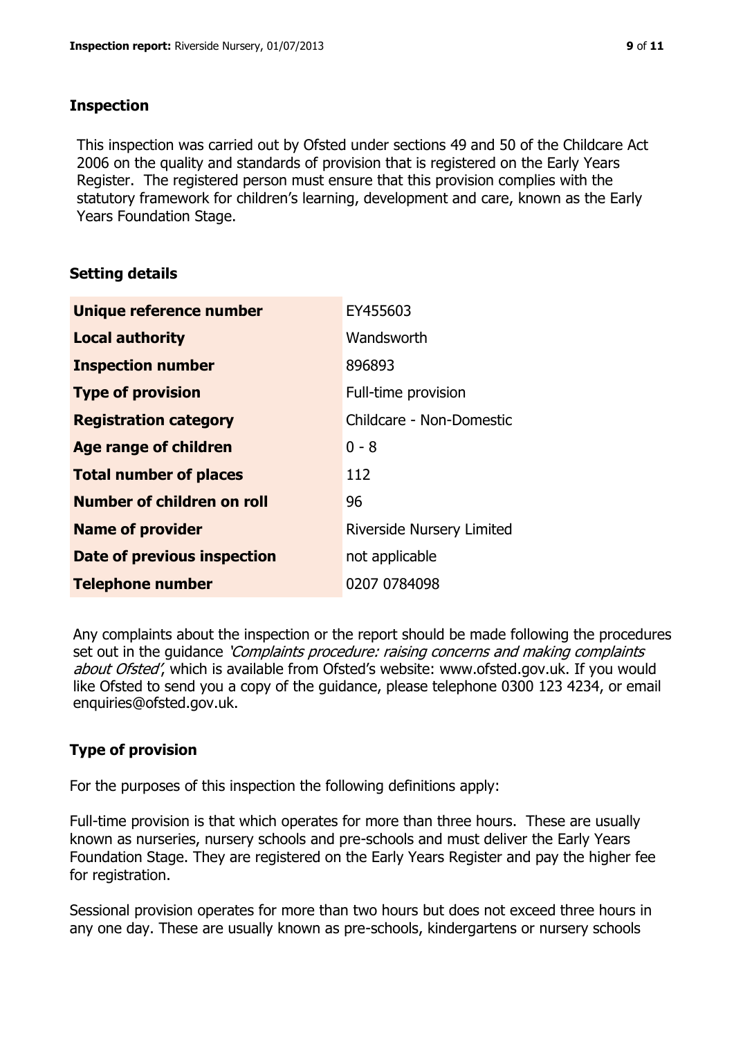## Inspection

This inspection was carried out by Ofsted under sections 49 and 50 of the Childcare Act 2006 on the quality and standards of provision that is registered on the Early Years Register. The registered person must ensure that this provision complies with the statutory framework for children's learning, development and care, known as the Early Years Foundation Stage.

## Setting details

| | |
|---|---|
| **Unique reference number** | EY455603 |
| **Local authority** | Wandsworth |
| **Inspection number** | 896893 |
| **Type of provision** | Full-time provision |
| **Registration category** | Childcare - Non-Domestic |
| **Age range of children** | 0 - 8 |
| **Total number of places** | 112 |
| **Number of children on roll** | 96 |
| **Name of provider** | Riverside Nursery Limited |
| **Date of previous inspection** | not applicable |
| **Telephone number** | 0207 0784098 |

Any complaints about the inspection or the report should be made following the procedures set out in the guidance *'Complaints procedure: raising concerns and making complaints about Ofsted'*, which is available from Ofsted's website: www.ofsted.gov.uk. If you would like Ofsted to send you a copy of the guidance, please telephone 0300 123 4234, or email enquiries@ofsted.gov.uk.

## Type of provision

For the purposes of this inspection the following definitions apply:

Full-time provision is that which operates for more than three hours. These are usually known as nurseries, nursery schools and pre-schools and must deliver the Early Years Foundation Stage. They are registered on the Early Years Register and pay the higher fee for registration.

Sessional provision operates for more than two hours but does not exceed three hours in any one day. These are usually known as pre-schools, kindergartens or nursery schools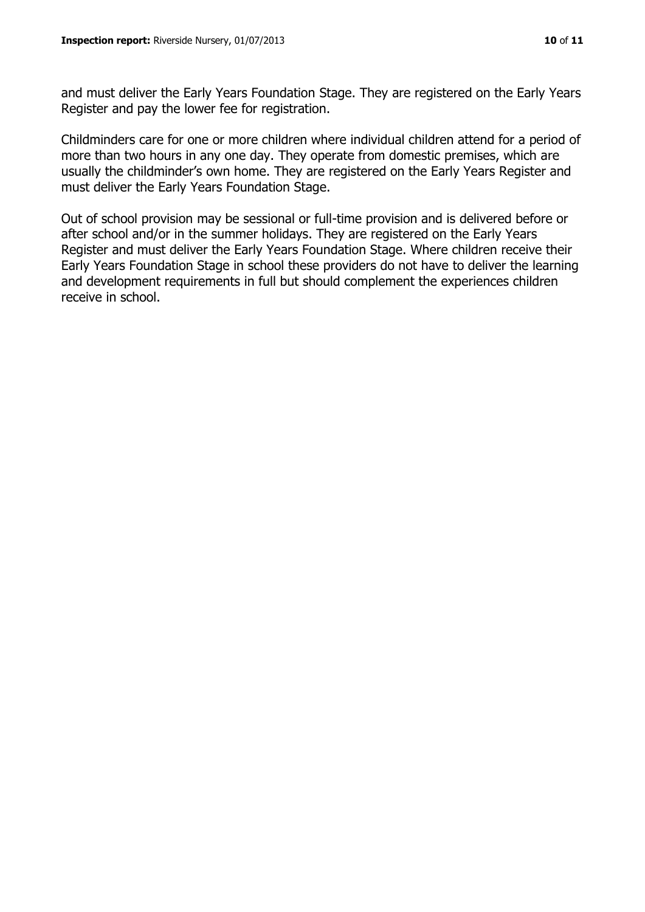and must deliver the Early Years Foundation Stage. They are registered on the Early Years Register and pay the lower fee for registration.

Childminders care for one or more children where individual children attend for a period of more than two hours in any one day. They operate from domestic premises, which are usually the childminder's own home. They are registered on the Early Years Register and must deliver the Early Years Foundation Stage.

Out of school provision may be sessional or full-time provision and is delivered before or after school and/or in the summer holidays. They are registered on the Early Years Register and must deliver the Early Years Foundation Stage. Where children receive their Early Years Foundation Stage in school these providers do not have to deliver the learning and development requirements in full but should complement the experiences children receive in school.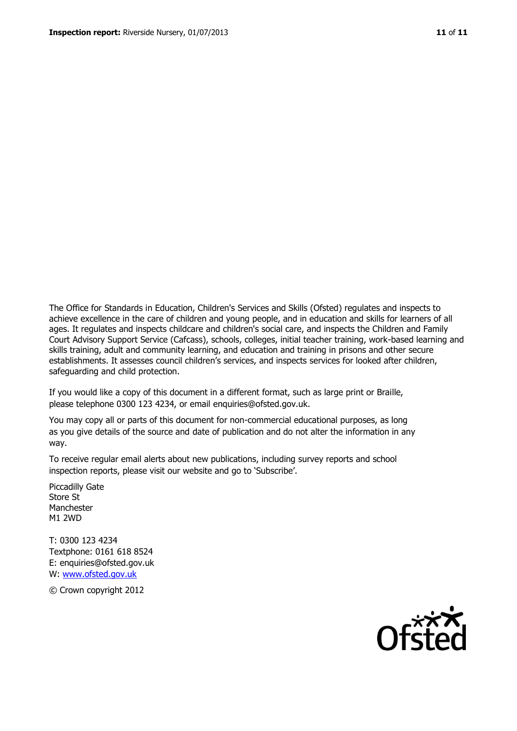The Office for Standards in Education, Children's Services and Skills (Ofsted) regulates and inspects to achieve excellence in the care of children and young people, and in education and skills for learners of all ages. It regulates and inspects childcare and children's social care, and inspects the Children and Family Court Advisory Support Service (Cafcass), schools, colleges, initial teacher training, work-based learning and skills training, adult and community learning, and education and training in prisons and other secure establishments. It assesses council children's services, and inspects services for looked after children, safeguarding and child protection.

If you would like a copy of this document in a different format, such as large print or Braille, please telephone 0300 123 4234, or email enquiries@ofsted.gov.uk.

You may copy all or parts of this document for non-commercial educational purposes, as long as you give details of the source and date of publication and do not alter the information in any way.

To receive regular email alerts about new publications, including survey reports and school inspection reports, please visit our website and go to 'Subscribe'.

Piccadilly Gate  
Store St  
Manchester  
M1 2WD

T: 0300 123 4234  
Textphone: 0161 618 8524  
E: enquiries@ofsted.gov.uk  
W: www.ofsted.gov.uk

© Crown copyright 2012

Ofsted